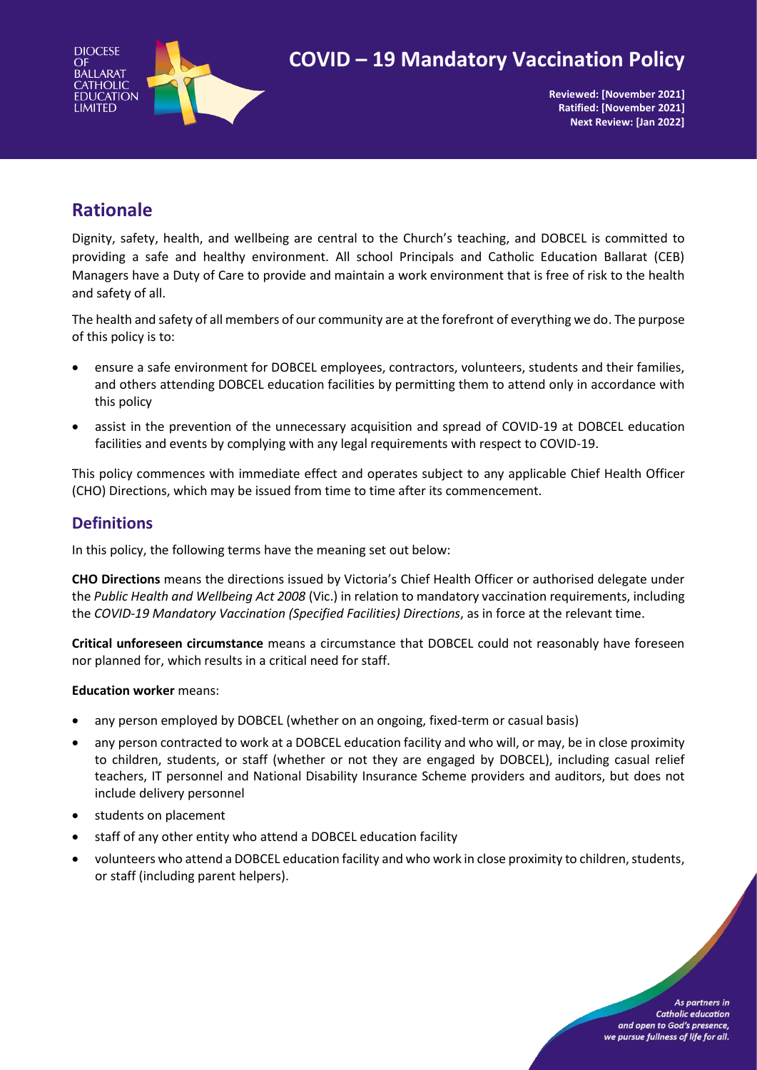# COVID – 19 Mandatory Vaccination Policy

**Reviewed: [November 2021]**
**Ratified: [November 2021]**
**Next Review: [Jan 2022]**

## Rationale

Dignity, safety, health, and wellbeing are central to the Church's teaching, and DOBCEL is committed to providing a safe and healthy environment. All school Principals and Catholic Education Ballarat (CEB) Managers have a Duty of Care to provide and maintain a work environment that is free of risk to the health and safety of all.

The health and safety of all members of our community are at the forefront of everything we do. The purpose of this policy is to:

- ensure a safe environment for DOBCEL employees, contractors, volunteers, students and their families, and others attending DOBCEL education facilities by permitting them to attend only in accordance with this policy
- assist in the prevention of the unnecessary acquisition and spread of COVID-19 at DOBCEL education facilities and events by complying with any legal requirements with respect to COVID-19.

This policy commences with immediate effect and operates subject to any applicable Chief Health Officer (CHO) Directions, which may be issued from time to time after its commencement.

## Definitions

In this policy, the following terms have the meaning set out below:

**CHO Directions** means the directions issued by Victoria's Chief Health Officer or authorised delegate under the *Public Health and Wellbeing Act 2008* (Vic.) in relation to mandatory vaccination requirements, including the *COVID-19 Mandatory Vaccination (Specified Facilities) Directions*, as in force at the relevant time.

**Critical unforeseen circumstance** means a circumstance that DOBCEL could not reasonably have foreseen nor planned for, which results in a critical need for staff.

**Education worker** means:

- any person employed by DOBCEL (whether on an ongoing, fixed-term or casual basis)
- any person contracted to work at a DOBCEL education facility and who will, or may, be in close proximity to children, students, or staff (whether or not they are engaged by DOBCEL), including casual relief teachers, IT personnel and National Disability Insurance Scheme providers and auditors, but does not include delivery personnel
- students on placement
- staff of any other entity who attend a DOBCEL education facility
- volunteers who attend a DOBCEL education facility and who work in close proximity to children, students, or staff (including parent helpers).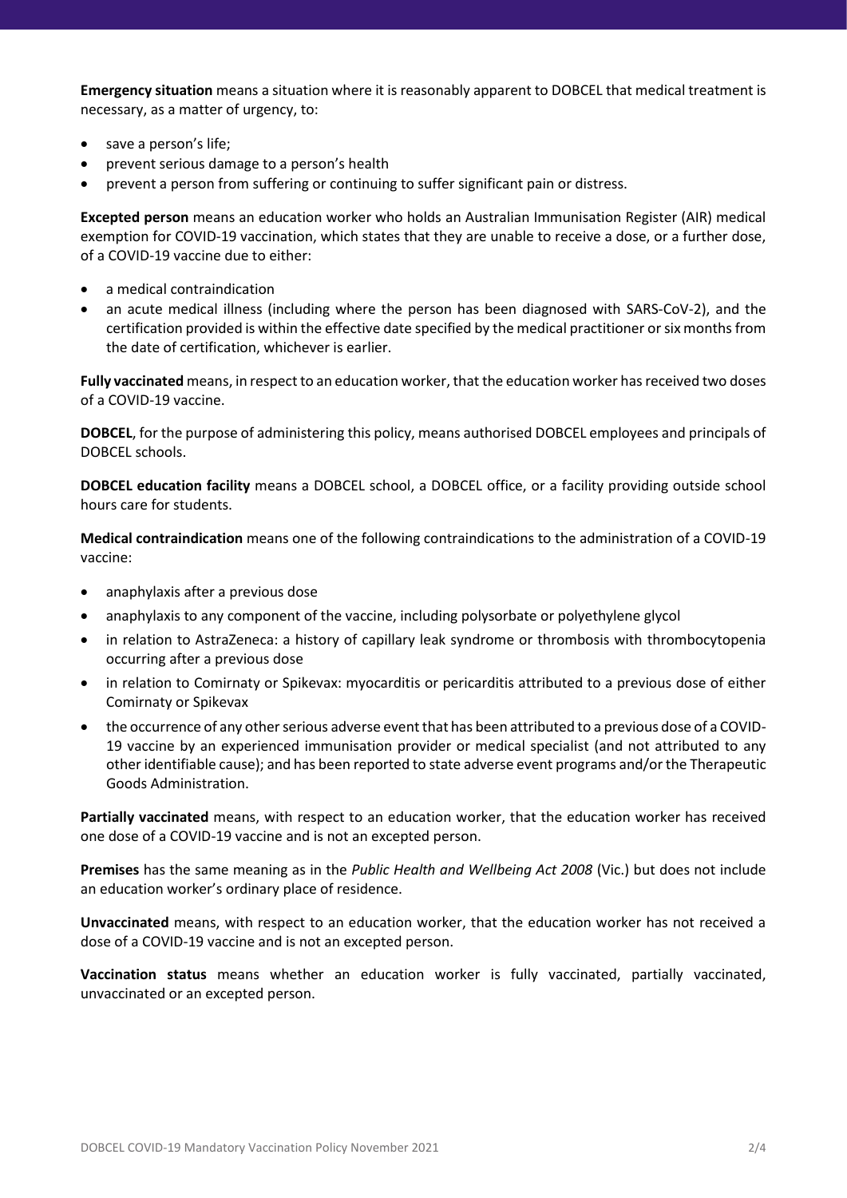**Emergency situation** means a situation where it is reasonably apparent to DOBCEL that medical treatment is necessary, as a matter of urgency, to:

- save a person's life;
- prevent serious damage to a person's health
- prevent a person from suffering or continuing to suffer significant pain or distress.

**Excepted person** means an education worker who holds an Australian Immunisation Register (AIR) medical exemption for COVID-19 vaccination, which states that they are unable to receive a dose, or a further dose, of a COVID-19 vaccine due to either:

- a medical contraindication
- an acute medical illness (including where the person has been diagnosed with SARS-CoV-2), and the certification provided is within the effective date specified by the medical practitioner or six months from the date of certification, whichever is earlier.

**Fully vaccinated** means, in respect to an education worker, that the education worker has received two doses of a COVID-19 vaccine.

**DOBCEL**, for the purpose of administering this policy, means authorised DOBCEL employees and principals of DOBCEL schools.

**DOBCEL education facility** means a DOBCEL school, a DOBCEL office, or a facility providing outside school hours care for students.

**Medical contraindication** means one of the following contraindications to the administration of a COVID-19 vaccine:

- anaphylaxis after a previous dose
- anaphylaxis to any component of the vaccine, including polysorbate or polyethylene glycol
- in relation to AstraZeneca: a history of capillary leak syndrome or thrombosis with thrombocytopenia occurring after a previous dose
- in relation to Comirnaty or Spikevax: myocarditis or pericarditis attributed to a previous dose of either Comirnaty or Spikevax
- the occurrence of any other serious adverse event that has been attributed to a previous dose of a COVID-19 vaccine by an experienced immunisation provider or medical specialist (and not attributed to any other identifiable cause); and has been reported to state adverse event programs and/or the Therapeutic Goods Administration.

**Partially vaccinated** means, with respect to an education worker, that the education worker has received one dose of a COVID-19 vaccine and is not an excepted person.

**Premises** has the same meaning as in the *Public Health and Wellbeing Act 2008* (Vic.) but does not include an education worker's ordinary place of residence.

**Unvaccinated** means, with respect to an education worker, that the education worker has not received a dose of a COVID-19 vaccine and is not an excepted person.

**Vaccination status** means whether an education worker is fully vaccinated, partially vaccinated, unvaccinated or an excepted person.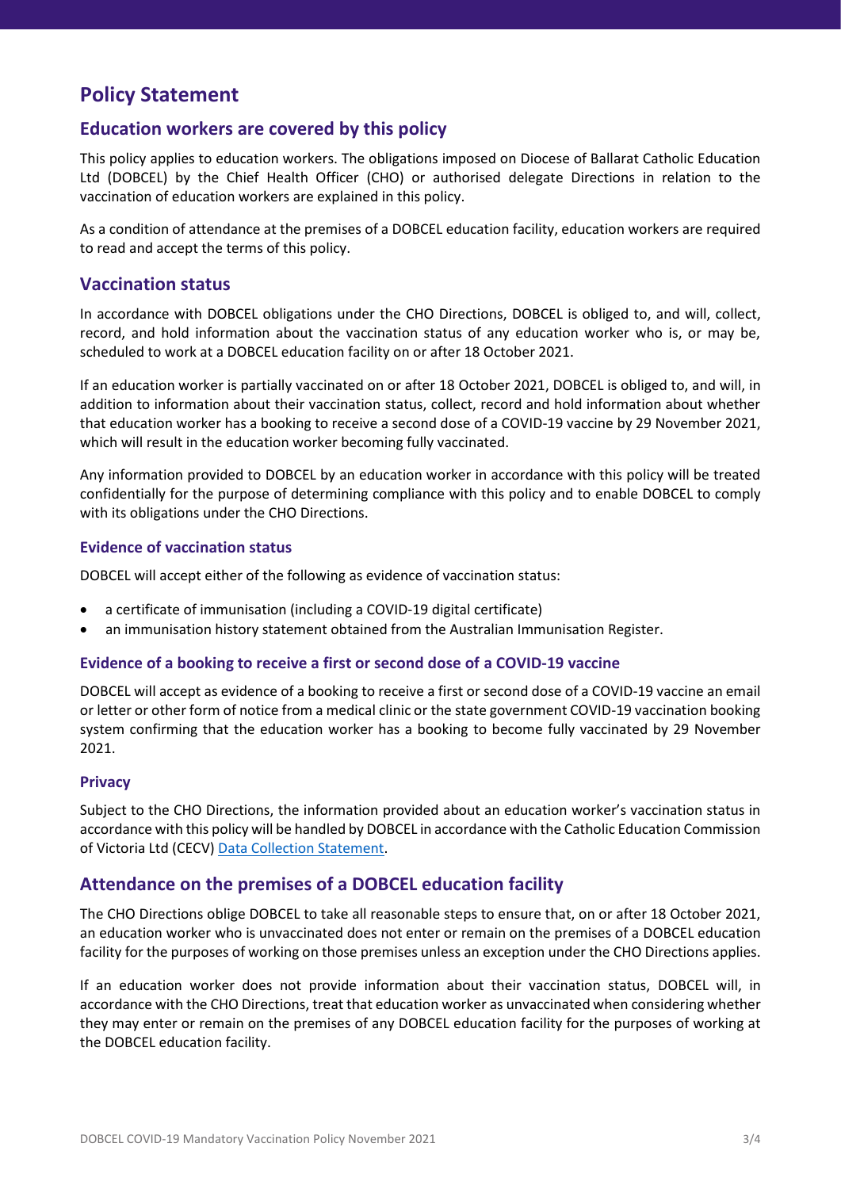# Policy Statement

## Education workers are covered by this policy

This policy applies to education workers. The obligations imposed on Diocese of Ballarat Catholic Education Ltd (DOBCEL) by the Chief Health Officer (CHO) or authorised delegate Directions in relation to the vaccination of education workers are explained in this policy.

As a condition of attendance at the premises of a DOBCEL education facility, education workers are required to read and accept the terms of this policy.

## Vaccination status

In accordance with DOBCEL obligations under the CHO Directions, DOBCEL is obliged to, and will, collect, record, and hold information about the vaccination status of any education worker who is, or may be, scheduled to work at a DOBCEL education facility on or after 18 October 2021.

If an education worker is partially vaccinated on or after 18 October 2021, DOBCEL is obliged to, and will, in addition to information about their vaccination status, collect, record and hold information about whether that education worker has a booking to receive a second dose of a COVID-19 vaccine by 29 November 2021, which will result in the education worker becoming fully vaccinated.

Any information provided to DOBCEL by an education worker in accordance with this policy will be treated confidentially for the purpose of determining compliance with this policy and to enable DOBCEL to comply with its obligations under the CHO Directions.

### Evidence of vaccination status

DOBCEL will accept either of the following as evidence of vaccination status:

- a certificate of immunisation (including a COVID-19 digital certificate)
- an immunisation history statement obtained from the Australian Immunisation Register.

### Evidence of a booking to receive a first or second dose of a COVID-19 vaccine

DOBCEL will accept as evidence of a booking to receive a first or second dose of a COVID-19 vaccine an email or letter or other form of notice from a medical clinic or the state government COVID-19 vaccination booking system confirming that the education worker has a booking to become fully vaccinated by 29 November 2021.

### Privacy

Subject to the CHO Directions, the information provided about an education worker's vaccination status in accordance with this policy will be handled by DOBCEL in accordance with the Catholic Education Commission of Victoria Ltd (CECV) Data Collection Statement.

## Attendance on the premises of a DOBCEL education facility

The CHO Directions oblige DOBCEL to take all reasonable steps to ensure that, on or after 18 October 2021, an education worker who is unvaccinated does not enter or remain on the premises of a DOBCEL education facility for the purposes of working on those premises unless an exception under the CHO Directions applies.

If an education worker does not provide information about their vaccination status, DOBCEL will, in accordance with the CHO Directions, treat that education worker as unvaccinated when considering whether they may enter or remain on the premises of any DOBCEL education facility for the purposes of working at the DOBCEL education facility.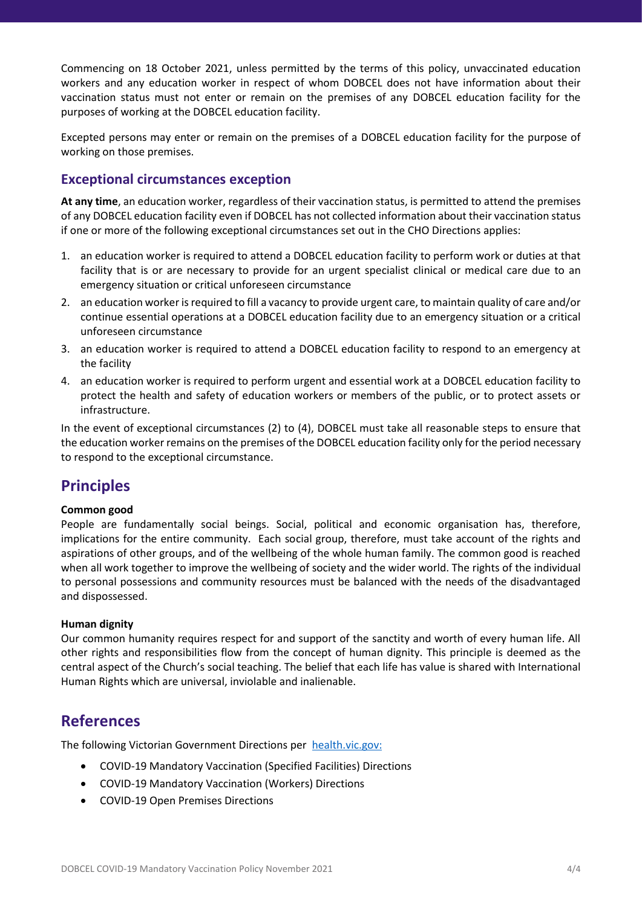Commencing on 18 October 2021, unless permitted by the terms of this policy, unvaccinated education workers and any education worker in respect of whom DOBCEL does not have information about their vaccination status must not enter or remain on the premises of any DOBCEL education facility for the purposes of working at the DOBCEL education facility.

Excepted persons may enter or remain on the premises of a DOBCEL education facility for the purpose of working on those premises.

### Exceptional circumstances exception

**At any time**, an education worker, regardless of their vaccination status, is permitted to attend the premises of any DOBCEL education facility even if DOBCEL has not collected information about their vaccination status if one or more of the following exceptional circumstances set out in the CHO Directions applies:

1. an education worker is required to attend a DOBCEL education facility to perform work or duties at that facility that is or are necessary to provide for an urgent specialist clinical or medical care due to an emergency situation or critical unforeseen circumstance
2. an education worker is required to fill a vacancy to provide urgent care, to maintain quality of care and/or continue essential operations at a DOBCEL education facility due to an emergency situation or a critical unforeseen circumstance
3. an education worker is required to attend a DOBCEL education facility to respond to an emergency at the facility
4. an education worker is required to perform urgent and essential work at a DOBCEL education facility to protect the health and safety of education workers or members of the public, or to protect assets or infrastructure.

In the event of exceptional circumstances (2) to (4), DOBCEL must take all reasonable steps to ensure that the education worker remains on the premises of the DOBCEL education facility only for the period necessary to respond to the exceptional circumstance.

## Principles

**Common good**
People are fundamentally social beings. Social, political and economic organisation has, therefore, implications for the entire community. Each social group, therefore, must take account of the rights and aspirations of other groups, and of the wellbeing of the whole human family. The common good is reached when all work together to improve the wellbeing of society and the wider world. The rights of the individual to personal possessions and community resources must be balanced with the needs of the disadvantaged and dispossessed.

**Human dignity**
Our common humanity requires respect for and support of the sanctity and worth of every human life. All other rights and responsibilities flow from the concept of human dignity. This principle is deemed as the central aspect of the Church's social teaching. The belief that each life has value is shared with International Human Rights which are universal, inviolable and inalienable.

## References

The following Victorian Government Directions per health.vic.gov:

- COVID-19 Mandatory Vaccination (Specified Facilities) Directions
- COVID-19 Mandatory Vaccination (Workers) Directions
- COVID-19 Open Premises Directions